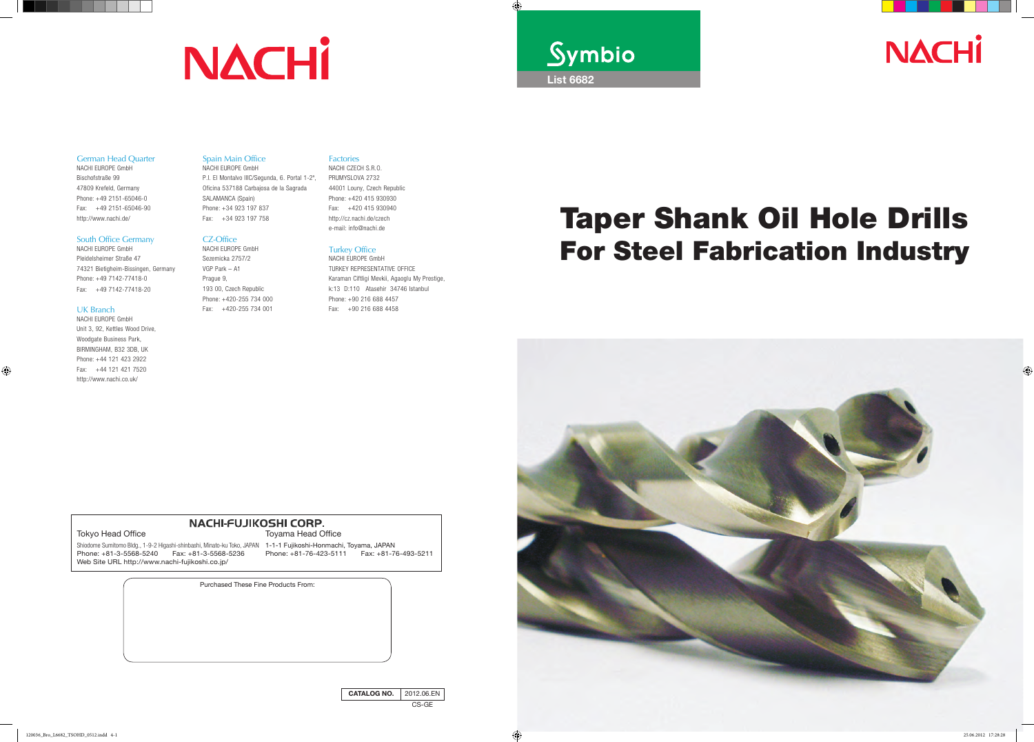NACHi

Symbio

List 6682

NACHi

# Taper Shank Oil Hole Drills
## For Steel Fabrication Industry

### German Head Quarter
NACHI EUROPE GmbH
Bischofstraße 99
47809 Krefeld, Germany
Phone: +49 2151-65046-0
Fax: +49 2151-65046-90
http://www.nachi.de/

### South Office Germany
NACHI EUROPE GmbH
Pleidelsheimer Straße 47
74321 Bietigheim-Bissingen, Germany
Phone: +49 7142-77418-0
Fax: +49 7142-77418-20

### UK Branch
NACHI EUROPE GmbH
Unit 3, 92, Kettles Wood Drive,
Woodgate Business Park,
BIRMINGHAM, B32 3DB, UK
Phone: +44 121 423 2922
Fax: +44 121 421 7520
http://www.nachi.co.uk/

### Spain Main Office
NACHI EUROPE GmbH
P.I. El Montalvo IIIC/Segunda, 6. Portal 1-2ª,
Oficina 537188 Carbajosa de la Sagrada
SALAMANCA (Spain)
Phone: +34 923 197 837
Fax: +34 923 197 758

### CZ-Office
NACHI EUROPE GmbH
Sezemicka 2757/2
VGP Park – A1
Prague 9,
193 00, Czech Republic
Phone: +420-255 734 000
Fax: +420-255 734 001

### Factories
NACHI CZECH S.R.O.
PRUMYSLOVA 2732
44001 Louny, Czech Republic
Phone: +420 415 930930
Fax: +420 415 930940
http://cz.nachi.de/czech
e-mail: info@nachi.de

### Turkey Office
NACHI EUROPE GmbH
TURKEY REPRESENTATIVE OFFICE
Karaman Ciftligi Mevkii, Agaoglu My Prestige,
k:13 D:110 Atasehir 34746 Istanbul
Phone: +90 216 688 4457
Fax: +90 216 688 4458

### NACHI-FUJIKOSHI CORP.

**Tokyo Head Office**
Shiodome Sumitomo Bldg., 1-9-2 Higashi-shinbashi, Minato-ku Tokyo, JAPAN
Phone: +81-3-5568-5240 Fax: +81-3-5568-5236
Web Site URL http://www.nachi-fujikoshi.co.jp/

**Toyama Head Office**
1-1-1 Fujikoshi-Honmachi, Toyama, JAPAN
Phone: +81-76-423-5111 Fax: +81-76-493-5211

Purchased These Fine Products From:

| CATALOG NO. | 2012.06.EN |
| --- | --- |
| | CS-GE |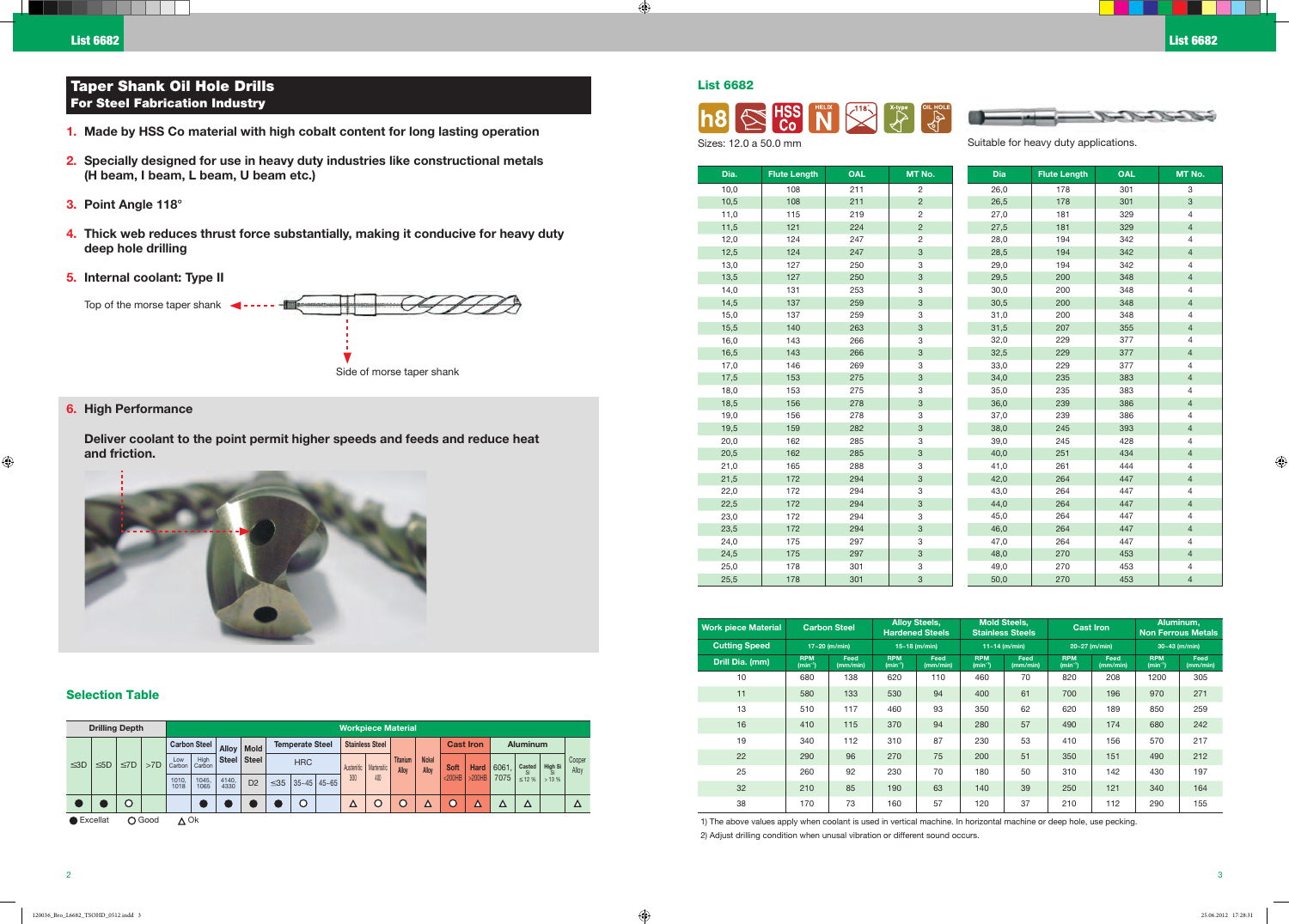## Taper Shank Oil Hole Drills
### For Steel Fabrication Industry

1. **Made by HSS Co material with high cobalt content for long lasting operation**
2. **Specially designed for use in heavy duty industries like constructional metals (H beam, I beam, L beam, U beam etc.)**
3. **Point Angle 118°**
4. **Thick web reduces thrust force substantially, making it conducive for heavy duty deep hole drilling**
5. **Internal coolant: Type II**

Top of the morse taper shank

Side of morse taper shank

6. **High Performance**

**Deliver coolant to the point permit higher speeds and feeds and reduce heat and friction.**

## Selection Table

| Drilling Depth | | | | Workpiece Material | | | | | | | | | | | | | | | | |
|---|---|---|---|---|---|---|---|---|---|---|---|---|---|---|---|---|---|---|---|---|
| | | | | Carbon Steel | | Alloy Steel | Mold Steel | Temperate Steel | | | Stainless Steel | | Titanium Alloy | Nickel Alloy | Cast Iron | | Aluminum | | | Cooper Alloy |
| | | | | Low Carbon | High Carbon | | | HRC | | | Austenitic | Martensitic | | | Soft | Hard | | Casted | High Si | |
| ≤3D | ≤5D | ≤7D | >7D | 1010, 1018 | 1045, 1065 | 4140, 4330 | D2 | ≤35 | 35–45 | 45–65 | 300 | 400 | | | <200HB | >200HB | 6061, 7075 | Si ≤12 % | Si >13 % | |
| ● | ● | ○ | | | ● | ● | ● | ● | ○ | | Δ | ○ | ○ | Δ | ○ | Δ | Δ | Δ | | Δ |

● Excellent ○ Good Δ Ok

## List 6682

h8 | HSS Co | HELIX N | 118° | X-type | OIL HOLE

Sizes: 12.0 a 50.0 mm

Suitable for heavy duty applications.

| Dia. | Flute Length | OAL | MT No. |
|---|---|---|---|
| 10,0 | 108 | 211 | 2 |
| 10,5 | 108 | 211 | 2 |
| 11,0 | 115 | 219 | 2 |
| 11,5 | 121 | 224 | 2 |
| 12,0 | 124 | 247 | 2 |
| 12,5 | 124 | 247 | 3 |
| 13,0 | 127 | 250 | 3 |
| 13,5 | 127 | 250 | 3 |
| 14,0 | 131 | 253 | 3 |
| 14,5 | 137 | 259 | 3 |
| 15,0 | 137 | 259 | 3 |
| 15,5 | 140 | 263 | 3 |
| 16,0 | 143 | 266 | 3 |
| 16,5 | 143 | 266 | 3 |
| 17,0 | 146 | 269 | 3 |
| 17,5 | 153 | 275 | 3 |
| 18,0 | 153 | 275 | 3 |
| 18,5 | 156 | 278 | 3 |
| 19,0 | 156 | 278 | 3 |
| 19,5 | 159 | 282 | 3 |
| 20,0 | 162 | 285 | 3 |
| 20,5 | 162 | 285 | 3 |
| 21,0 | 165 | 288 | 3 |
| 21,5 | 172 | 294 | 3 |
| 22,0 | 172 | 294 | 3 |
| 22,5 | 172 | 294 | 3 |
| 23,0 | 172 | 294 | 3 |
| 23,5 | 172 | 294 | 3 |
| 24,0 | 175 | 297 | 3 |
| 24,5 | 175 | 297 | 3 |
| 25,0 | 178 | 301 | 3 |
| 25,5 | 178 | 301 | 3 |
| 26,0 | 178 | 301 | 3 |
| 26,5 | 178 | 301 | 3 |
| 27,0 | 181 | 329 | 4 |
| 27,5 | 181 | 329 | 4 |
| 28,0 | 194 | 342 | 4 |
| 28,5 | 194 | 342 | 4 |
| 29,0 | 194 | 342 | 4 |
| 29,5 | 200 | 348 | 4 |
| 30,0 | 200 | 348 | 4 |
| 30,5 | 200 | 348 | 4 |
| 31,0 | 200 | 348 | 4 |
| 31,5 | 207 | 355 | 4 |
| 32,0 | 229 | 377 | 4 |
| 32,5 | 229 | 377 | 4 |
| 33,0 | 229 | 377 | 4 |
| 34,0 | 235 | 383 | 4 |
| 35,0 | 235 | 383 | 4 |
| 36,0 | 239 | 386 | 4 |
| 37,0 | 239 | 386 | 4 |
| 38,0 | 245 | 393 | 4 |
| 39,0 | 245 | 428 | 4 |
| 40,0 | 251 | 434 | 4 |
| 41,0 | 261 | 444 | 4 |
| 42,0 | 264 | 447 | 4 |
| 43,0 | 264 | 447 | 4 |
| 44,0 | 264 | 447 | 4 |
| 45,0 | 264 | 447 | 4 |
| 46,0 | 264 | 447 | 4 |
| 47,0 | 264 | 447 | 4 |
| 48,0 | 270 | 453 | 4 |
| 49,0 | 270 | 453 | 4 |
| 50,0 | 270 | 453 | 4 |

| Work piece Material | Carbon Steel | | Alloy Steels, Hardened Steels | | Mold Steels, Stainless Steels | | Cast Iron | | Aluminum, Non Ferrous Metals | |
|---|---|---|---|---|---|---|---|---|---|---|
| Cutting Speed | 17–20 (m/min) | | 15–18 (m/min) | | 11–14 (m/min) | | 20–27 (m/min) | | 30–43 (m/min) | |
| Drill Dia. (mm) | RPM ($min^{-1}$) | Feed (mm/min) | RPM ($min^{-1}$) | Feed (mm/min) | RPM ($min^{-1}$) | Feed (mm/min) | RPM ($min^{-1}$) | Feed (mm/min) | RPM ($min^{-1}$) | Feed (mm/min) |
| 10 | 680 | 138 | 620 | 110 | 460 | 70 | 820 | 208 | 1200 | 305 |
| 11 | 580 | 133 | 530 | 94 | 400 | 61 | 700 | 196 | 970 | 271 |
| 13 | 510 | 117 | 460 | 93 | 350 | 62 | 620 | 189 | 850 | 259 |
| 16 | 410 | 115 | 370 | 94 | 280 | 57 | 490 | 174 | 680 | 242 |
| 19 | 340 | 112 | 310 | 87 | 230 | 53 | 410 | 156 | 570 | 217 |
| 22 | 290 | 96 | 270 | 75 | 200 | 51 | 350 | 151 | 490 | 212 |
| 25 | 260 | 92 | 230 | 70 | 180 | 50 | 310 | 142 | 430 | 197 |
| 32 | 210 | 85 | 190 | 63 | 140 | 39 | 250 | 121 | 340 | 164 |
| 38 | 170 | 73 | 160 | 57 | 120 | 37 | 210 | 112 | 290 | 155 |

1) The above values apply when coolant is used in vertical machine. In horizontal machine or deep hole, use pecking.

2) Adjust drilling condition when unusual vibration or different sound occurs.